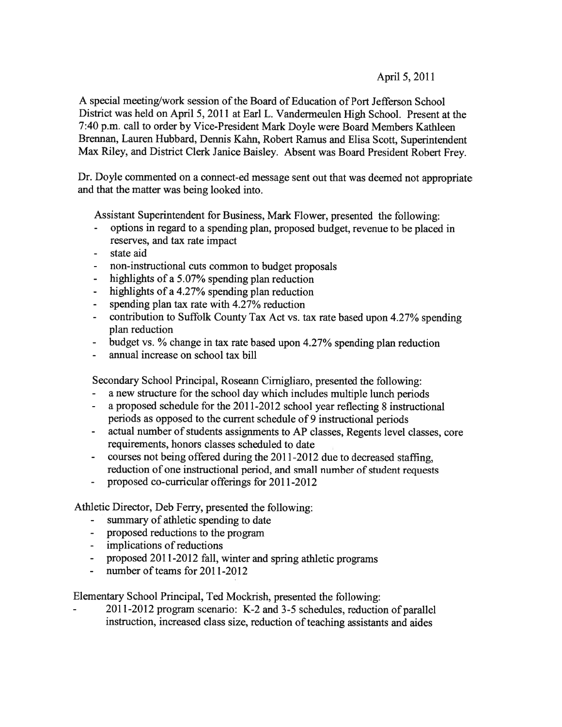April 5, 2011

A special meeting/work session of the Board of Education of Port Jefferson School District was held on April 5, 2011 at Earl L. Vandermeulen High School. Present at the 7:40 p.m. call to order by Vice-President Mark Doyle were Board Members Kathleen Brennan, Lauren Hubbard, Dennis Kahn, Robert Ramus and Elisa Scott, Superintendent Max Riley, and District Clerk Janice Baisley. Absent was Board President Robert Frey.

Dr. Doyle commented on a connect-ed message sent out that was deemed not appropriate and that the matter was being looked into.

Assistant Superintendent for Business, Mark Flower, presented the following:

- options in regard to a spending plan, proposed budget, revenue to be placed in reserves, and tax rate impact
- state aid
- non-instructional cuts common to budget proposals
- highlights of a 5.07% spending plan reduction
- highlights of a 4.27% spending plan reduction
- spending plan tax rate with 4.27% reduction
- contribution to Suffolk County Tax Act vs. tax rate based upon 4.27% spending plan reduction
- budget vs. % change in tax rate based upon 4.27% spending plan reduction
- annual increase on school tax bill

Secondary School Principal, Roseann Cirnigliaro, presented the following:

- a new structure for the school day which includes multiple lunch periods
- a proposed schedule for the 2011-2012 school year reflecting 8 instructional periods as opposed to the current schedule of 9 instructional periods
- actual number of students assignments to AP classes, Regents level classes, core requirements, honors classes scheduled to date
- courses not being offered during the 2011-2012 due to decreased staffing, reduction of one instructional period, and small number of student requests
- proposed co-curricular offerings for 2011-2012

Athletic Director, Deb Ferry, presented the following:

- summary of athletic spending to date
- proposed reductions to the program
- implications of reductions
- proposed 2011-2012 fall, winter and spring athletic programs
- number of teams for 2011-2012

Elementary School Principal, Ted Mockrish, presented the following:

- 2011-2012 program scenario: K-2 and 3-5 schedules, reduction of parallel instruction, increased class size, reduction of teaching assistants and aides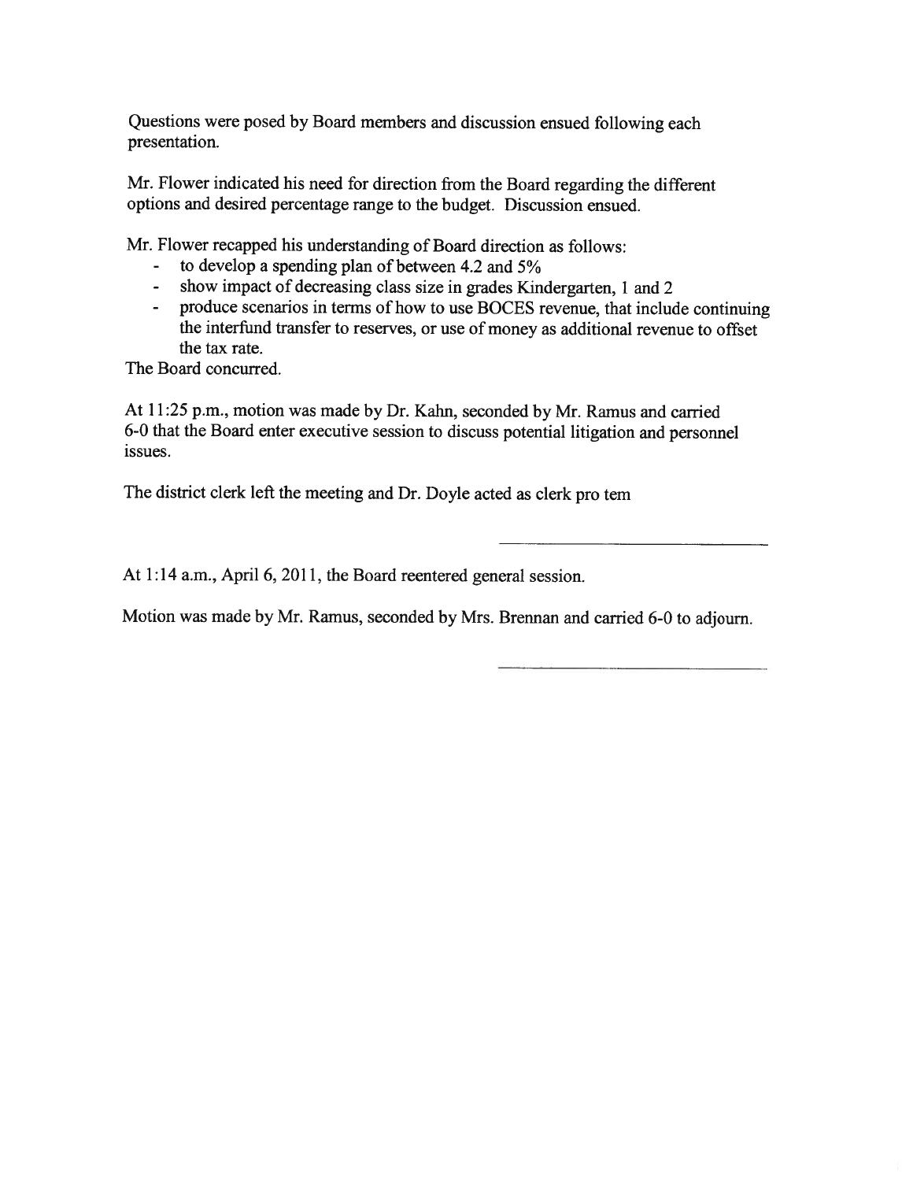Questions were posed by Board members and discussion ensued following each presentation.

Mr. Flower indicated his need for direction from the Board regarding the different options and desired percentage range to the budget. Discussion ensued.

Mr. Flower recapped his understanding of Board direction as follows:

- to develop a spending plan of between 4.2 and 5%
- show impact of decreasing class size in grades Kindergarten, 1 and 2
- produce scenarios in terms of how to use BOCES revenue, that include continuing the interfund transfer to reserves, or use of money as additional revenue to offset the tax rate.

The Board concurred.

At 11:25 p.m., motion was made by Dr. Kahn, seconded by Mr. Ramus and carried 6-0 that the Board enter executive session to discuss potential litigation and personnel issues.

The district clerk left the meeting and Dr. Doyle acted as clerk pro tem

\_\_\_\_\_\_\_\_\_\_\_\_\_\_\_\_\_\_\_\_\_\_\_\_\_\_\_\_

At 1:14 a.m., April 6, 2011, the Board reentered general session.

Motion was made by Mr. Ramus, seconded by Mrs. Brennan and carried 6-0 to adjourn.

\_\_\_\_\_\_\_\_\_\_\_\_\_\_\_\_\_\_\_\_\_\_\_\_\_\_\_\_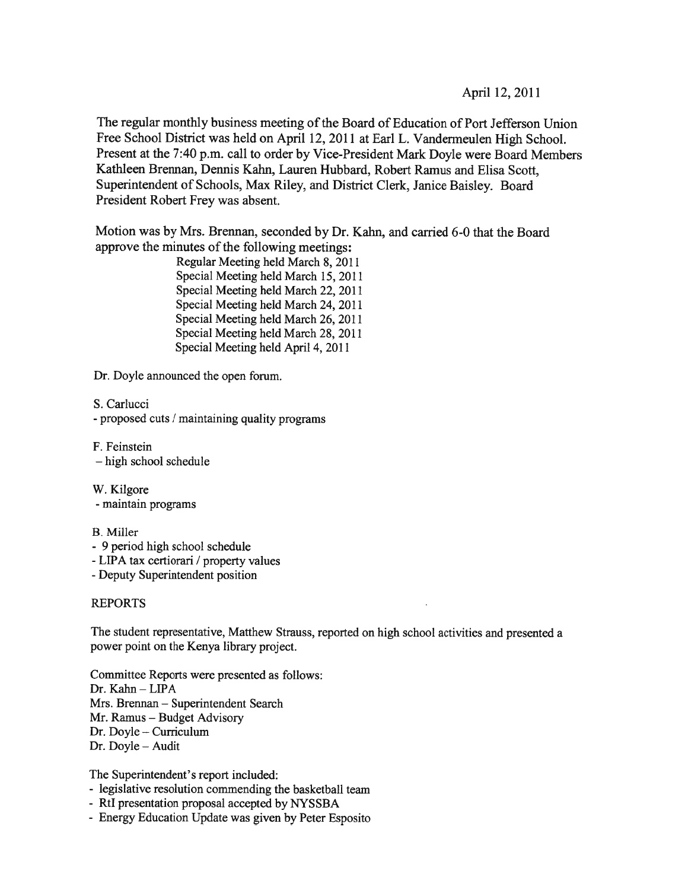April 12, 2011

The regular monthly business meeting of the Board of Education of Port Jefferson Union Free School District was held on April 12, 2011 at Earl L. Vandermeulen High School. Present at the 7:40 p.m. call to order by Vice-President Mark Doyle were Board Members Kathleen Brennan, Dennis Kahn, Lauren Hubbard, Robert Ramus and Elisa Scott, Superintendent of Schools, Max Riley, and District Clerk, Janice Baisley. Board President Robert Frey was absent.

Motion was by Mrs. Brennan, seconded by Dr. Kahn, and carried 6-0 that the Board approve the minutes of the following meetings:

Regular Meeting held March 8, 2011
Special Meeting held March 15, 2011
Special Meeting held March 22, 2011
Special Meeting held March 24, 2011
Special Meeting held March 26, 2011
Special Meeting held March 28, 2011
Special Meeting held April 4, 2011

Dr. Doyle announced the open forum.

S. Carlucci
- proposed cuts / maintaining quality programs

F. Feinstein
– high school schedule

W. Kilgore
- maintain programs

B. Miller
- 9 period high school schedule
- LIPA tax certiorari / property values
- Deputy Superintendent position

REPORTS

The student representative, Matthew Strauss, reported on high school activities and presented a power point on the Kenya library project.

Committee Reports were presented as follows:
Dr. Kahn – LIPA
Mrs. Brennan – Superintendent Search
Mr. Ramus – Budget Advisory
Dr. Doyle – Curriculum
Dr. Doyle – Audit

The Superintendent's report included:
- legislative resolution commending the basketball team
- RtI presentation proposal accepted by NYSSBA
- Energy Education Update was given by Peter Esposito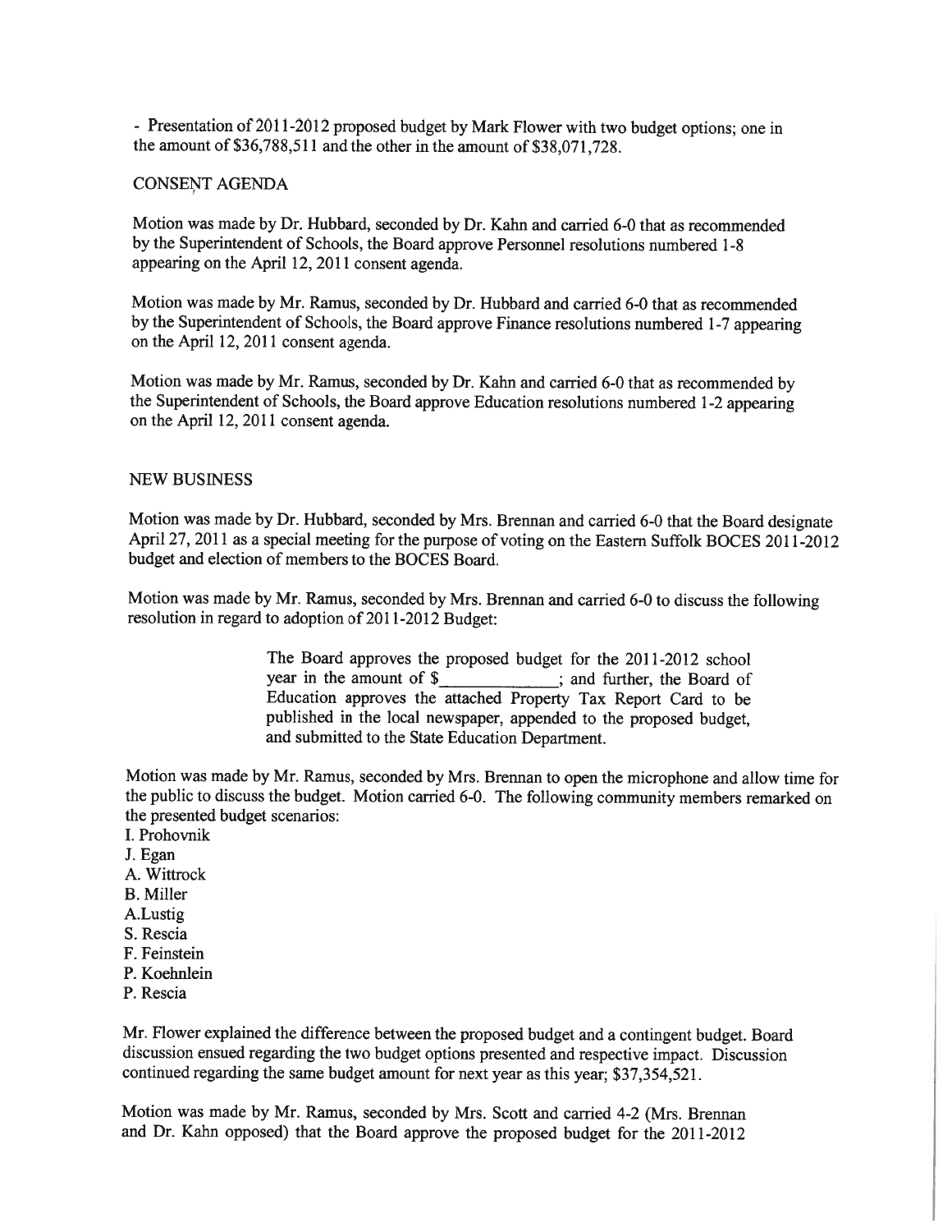- Presentation of 2011-2012 proposed budget by Mark Flower with two budget options; one in the amount of $36,788,511 and the other in the amount of $38,071,728.

CONSENT AGENDA

Motion was made by Dr. Hubbard, seconded by Dr. Kahn and carried 6-0 that as recommended by the Superintendent of Schools, the Board approve Personnel resolutions numbered 1-8 appearing on the April 12, 2011 consent agenda.

Motion was made by Mr. Ramus, seconded by Dr. Hubbard and carried 6-0 that as recommended by the Superintendent of Schools, the Board approve Finance resolutions numbered 1-7 appearing on the April 12, 2011 consent agenda.

Motion was made by Mr. Ramus, seconded by Dr. Kahn and carried 6-0 that as recommended by the Superintendent of Schools, the Board approve Education resolutions numbered 1-2 appearing on the April 12, 2011 consent agenda.

NEW BUSINESS

Motion was made by Dr. Hubbard, seconded by Mrs. Brennan and carried 6-0 that the Board designate April 27, 2011 as a special meeting for the purpose of voting on the Eastern Suffolk BOCES 2011-2012 budget and election of members to the BOCES Board.

Motion was made by Mr. Ramus, seconded by Mrs. Brennan and carried 6-0 to discuss the following resolution in regard to adoption of 2011-2012 Budget:

> The Board approves the proposed budget for the 2011-2012 school year in the amount of $____________; and further, the Board of Education approves the attached Property Tax Report Card to be published in the local newspaper, appended to the proposed budget, and submitted to the State Education Department.

Motion was made by Mr. Ramus, seconded by Mrs. Brennan to open the microphone and allow time for the public to discuss the budget. Motion carried 6-0. The following community members remarked on the presented budget scenarios:

I. Prohovnik
J. Egan
A. Wittrock
B. Miller
A.Lustig
S. Rescia
F. Feinstein
P. Koehnlein
P. Rescia

Mr. Flower explained the difference between the proposed budget and a contingent budget. Board discussion ensued regarding the two budget options presented and respective impact. Discussion continued regarding the same budget amount for next year as this year; $37,354,521.

Motion was made by Mr. Ramus, seconded by Mrs. Scott and carried 4-2 (Mrs. Brennan and Dr. Kahn opposed) that the Board approve the proposed budget for the 2011-2012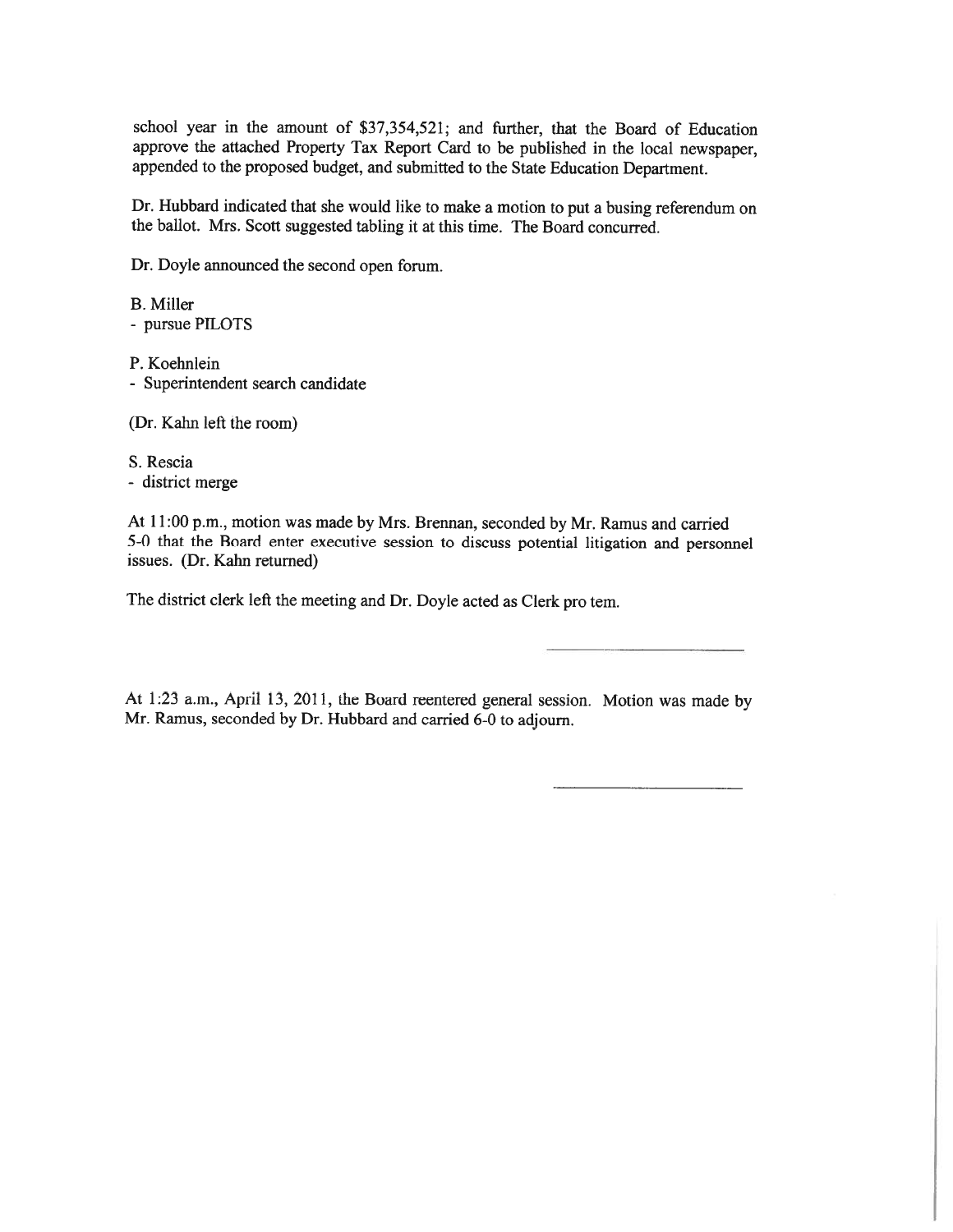school year in the amount of $37,354,521; and further, that the Board of Education approve the attached Property Tax Report Card to be published in the local newspaper, appended to the proposed budget, and submitted to the State Education Department.

Dr. Hubbard indicated that she would like to make a motion to put a busing referendum on the ballot. Mrs. Scott suggested tabling it at this time. The Board concurred.

Dr. Doyle announced the second open forum.

B. Miller
- pursue PILOTS

P. Koehnlein
- Superintendent search candidate

(Dr. Kahn left the room)

S. Rescia
- district merge

At 11:00 p.m., motion was made by Mrs. Brennan, seconded by Mr. Ramus and carried 5-0 that the Board enter executive session to discuss potential litigation and personnel issues. (Dr. Kahn returned)

The district clerk left the meeting and Dr. Doyle acted as Clerk pro tem.

\_\_\_\_\_\_\_\_\_\_\_\_\_\_\_\_\_\_\_\_\_\_\_\_

At 1:23 a.m., April 13, 2011, the Board reentered general session. Motion was made by Mr. Ramus, seconded by Dr. Hubbard and carried 6-0 to adjourn.

\_\_\_\_\_\_\_\_\_\_\_\_\_\_\_\_\_\_\_\_\_\_\_\_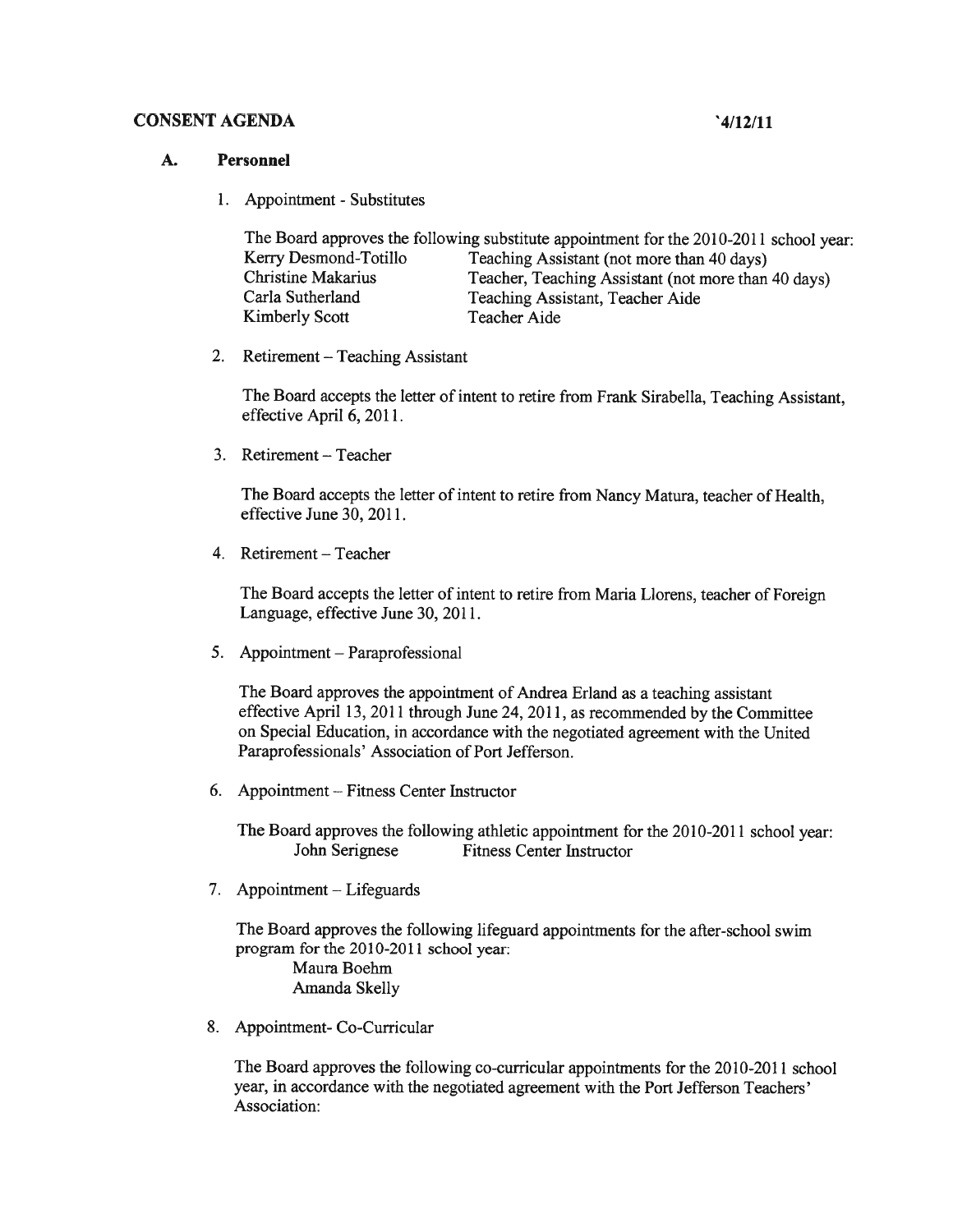**CONSENT AGENDA** `4/12/11

**A. Personnel**

1. Appointment - Substitutes

   The Board approves the following substitute appointment for the 2010-2011 school year:

   | | |
   |---|---|
   | Kerry Desmond-Totillo | Teaching Assistant (not more than 40 days) |
   | Christine Makarius | Teacher, Teaching Assistant (not more than 40 days) |
   | Carla Sutherland | Teaching Assistant, Teacher Aide |
   | Kimberly Scott | Teacher Aide |

2. Retirement – Teaching Assistant

   The Board accepts the letter of intent to retire from Frank Sirabella, Teaching Assistant, effective April 6, 2011.

3. Retirement – Teacher

   The Board accepts the letter of intent to retire from Nancy Matura, teacher of Health, effective June 30, 2011.

4. Retirement – Teacher

   The Board accepts the letter of intent to retire from Maria Llorens, teacher of Foreign Language, effective June 30, 2011.

5. Appointment – Paraprofessional

   The Board approves the appointment of Andrea Erland as a teaching assistant effective April 13, 2011 through June 24, 2011, as recommended by the Committee on Special Education, in accordance with the negotiated agreement with the United Paraprofessionals' Association of Port Jefferson.

6. Appointment – Fitness Center Instructor

   The Board approves the following athletic appointment for the 2010-2011 school year:
   John Serignese    Fitness Center Instructor

7. Appointment – Lifeguards

   The Board approves the following lifeguard appointments for the after-school swim program for the 2010-2011 school year:
   Maura Boehm
   Amanda Skelly

8. Appointment- Co-Curricular

   The Board approves the following co-curricular appointments for the 2010-2011 school year, in accordance with the negotiated agreement with the Port Jefferson Teachers' Association: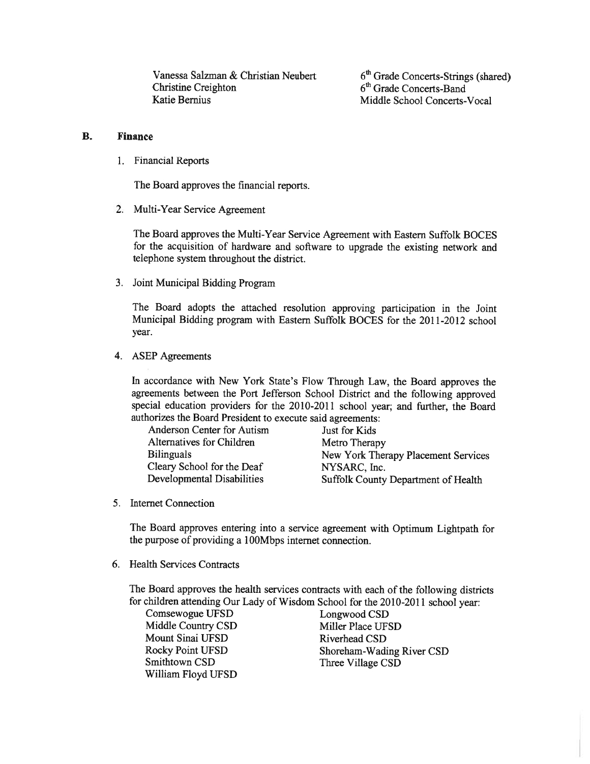| | |
|---|---|
| Vanessa Salzman & Christian Neubert | 6th Grade Concerts-Strings (shared) |
| Christine Creighton | 6th Grade Concerts-Band |
| Katie Bernius | Middle School Concerts-Vocal |

## B. Finance

1. Financial Reports

   The Board approves the financial reports.

2. Multi-Year Service Agreement

   The Board approves the Multi-Year Service Agreement with Eastern Suffolk BOCES for the acquisition of hardware and software to upgrade the existing network and telephone system throughout the district.

3. Joint Municipal Bidding Program

   The Board adopts the attached resolution approving participation in the Joint Municipal Bidding program with Eastern Suffolk BOCES for the 2011-2012 school year.

4. ASEP Agreements

   In accordance with New York State's Flow Through Law, the Board approves the agreements between the Port Jefferson School District and the following approved special education providers for the 2010-2011 school year; and further, the Board authorizes the Board President to execute said agreements:

   | | |
   |---|---|
   | Anderson Center for Autism | Just for Kids |
   | Alternatives for Children | Metro Therapy |
   | Bilinguals | New York Therapy Placement Services |
   | Cleary School for the Deaf | NYSARC, Inc. |
   | Developmental Disabilities | Suffolk County Department of Health |

5. Internet Connection

   The Board approves entering into a service agreement with Optimum Lightpath for the purpose of providing a 100Mbps internet connection.

6. Health Services Contracts

   The Board approves the health services contracts with each of the following districts for children attending Our Lady of Wisdom School for the 2010-2011 school year:

   | | |
   |---|---|
   | Comsewogue UFSD | Longwood CSD |
   | Middle Country CSD | Miller Place UFSD |
   | Mount Sinai UFSD | Riverhead CSD |
   | Rocky Point UFSD | Shoreham-Wading River CSD |
   | Smithtown CSD | Three Village CSD |
   | William Floyd UFSD | |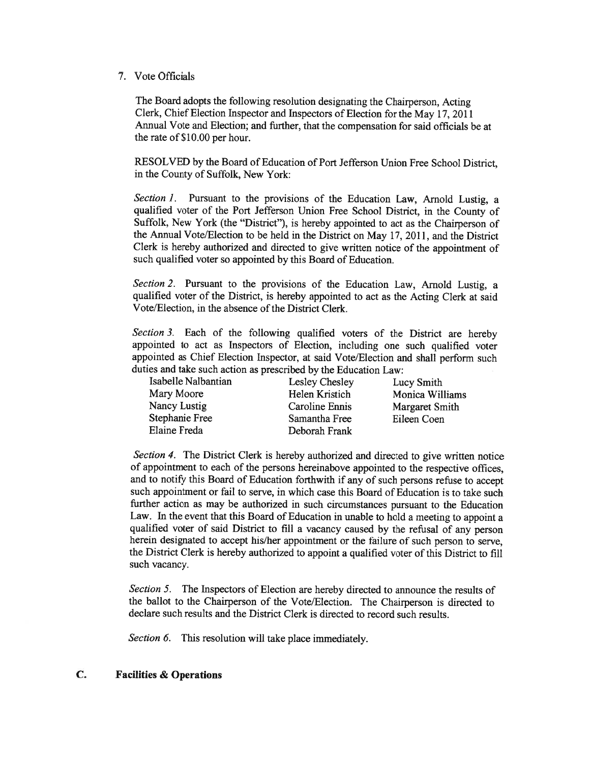7. Vote Officials

The Board adopts the following resolution designating the Chairperson, Acting Clerk, Chief Election Inspector and Inspectors of Election for the May 17, 2011 Annual Vote and Election; and further, that the compensation for said officials be at the rate of $10.00 per hour.

RESOLVED by the Board of Education of Port Jefferson Union Free School District, in the County of Suffolk, New York:

*Section 1.* Pursuant to the provisions of the Education Law, Arnold Lustig, a qualified voter of the Port Jefferson Union Free School District, in the County of Suffolk, New York (the "District"), is hereby appointed to act as the Chairperson of the Annual Vote/Election to be held in the District on May 17, 2011, and the District Clerk is hereby authorized and directed to give written notice of the appointment of such qualified voter so appointed by this Board of Education.

*Section 2.* Pursuant to the provisions of the Education Law, Arnold Lustig, a qualified voter of the District, is hereby appointed to act as the Acting Clerk at said Vote/Election, in the absence of the District Clerk.

*Section 3.* Each of the following qualified voters of the District are hereby appointed to act as Inspectors of Election, including one such qualified voter appointed as Chief Election Inspector, at said Vote/Election and shall perform such duties and take such action as prescribed by the Education Law:

| | | |
|---|---|---|
| Isabelle Nalbantian | Lesley Chesley | Lucy Smith |
| Mary Moore | Helen Kristich | Monica Williams |
| Nancy Lustig | Caroline Ennis | Margaret Smith |
| Stephanie Free | Samantha Free | Eileen Coen |
| Elaine Freda | Deborah Frank | |

*Section 4.* The District Clerk is hereby authorized and directed to give written notice of appointment to each of the persons hereinabove appointed to the respective offices, and to notify this Board of Education forthwith if any of such persons refuse to accept such appointment or fail to serve, in which case this Board of Education is to take such further action as may be authorized in such circumstances pursuant to the Education Law. In the event that this Board of Education in unable to hold a meeting to appoint a qualified voter of said District to fill a vacancy caused by the refusal of any person herein designated to accept his/her appointment or the failure of such person to serve, the District Clerk is hereby authorized to appoint a qualified voter of this District to fill such vacancy.

*Section 5.* The Inspectors of Election are hereby directed to announce the results of the ballot to the Chairperson of the Vote/Election. The Chairperson is directed to declare such results and the District Clerk is directed to record such results.

*Section 6.* This resolution will take place immediately.

**C. Facilities & Operations**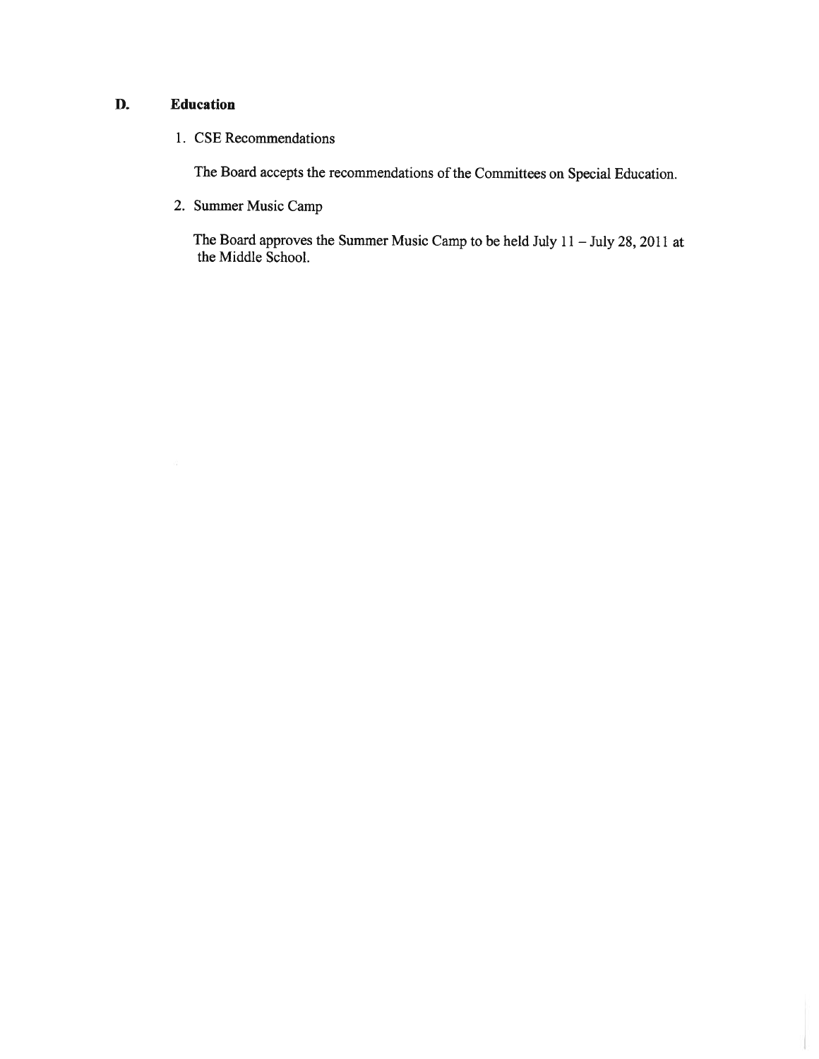## D. Education

1. CSE Recommendations

   The Board accepts the recommendations of the Committees on Special Education.

2. Summer Music Camp

   The Board approves the Summer Music Camp to be held July 11 – July 28, 2011 at the Middle School.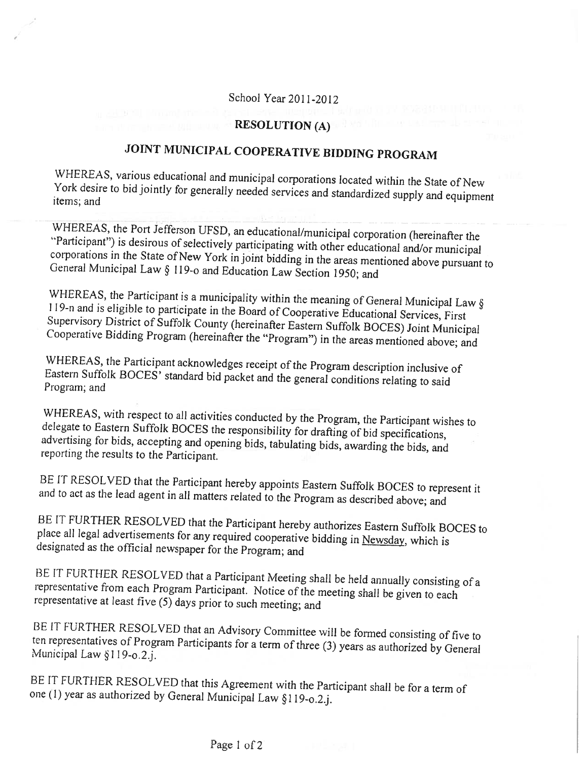School Year 2011-2012

## RESOLUTION (A)

## JOINT MUNICIPAL COOPERATIVE BIDDING PROGRAM

WHEREAS, various educational and municipal corporations located within the State of New York desire to bid jointly for generally needed services and standardized supply and equipment items; and

WHEREAS, the Port Jefferson UFSD, an educational/municipal corporation (hereinafter the "Participant") is desirous of selectively participating with other educational and/or municipal corporations in the State of New York in joint bidding in the areas mentioned above pursuant to General Municipal Law § 119-o and Education Law Section 1950; and

WHEREAS, the Participant is a municipality within the meaning of General Municipal Law § 119-n and is eligible to participate in the Board of Cooperative Educational Services, First Supervisory District of Suffolk County (hereinafter Eastern Suffolk BOCES) Joint Municipal Cooperative Bidding Program (hereinafter the "Program") in the areas mentioned above; and

WHEREAS, the Participant acknowledges receipt of the Program description inclusive of Eastern Suffolk BOCES' standard bid packet and the general conditions relating to said Program; and

WHEREAS, with respect to all activities conducted by the Program, the Participant wishes to delegate to Eastern Suffolk BOCES the responsibility for drafting of bid specifications, advertising for bids, accepting and opening bids, tabulating bids, awarding the bids, and reporting the results to the Participant.

BE IT RESOLVED that the Participant hereby appoints Eastern Suffolk BOCES to represent it and to act as the lead agent in all matters related to the Program as described above; and

BE IT FURTHER RESOLVED that the Participant hereby authorizes Eastern Suffolk BOCES to place all legal advertisements for any required cooperative bidding in Newsday, which is designated as the official newspaper for the Program; and

BE IT FURTHER RESOLVED that a Participant Meeting shall be held annually consisting of a representative from each Program Participant. Notice of the meeting shall be given to each representative at least five (5) days prior to such meeting; and

BE IT FURTHER RESOLVED that an Advisory Committee will be formed consisting of five to ten representatives of Program Participants for a term of three (3) years as authorized by General Municipal Law §119-o.2.j.

BE IT FURTHER RESOLVED that this Agreement with the Participant shall be for a term of one (1) year as authorized by General Municipal Law §119-o.2.j.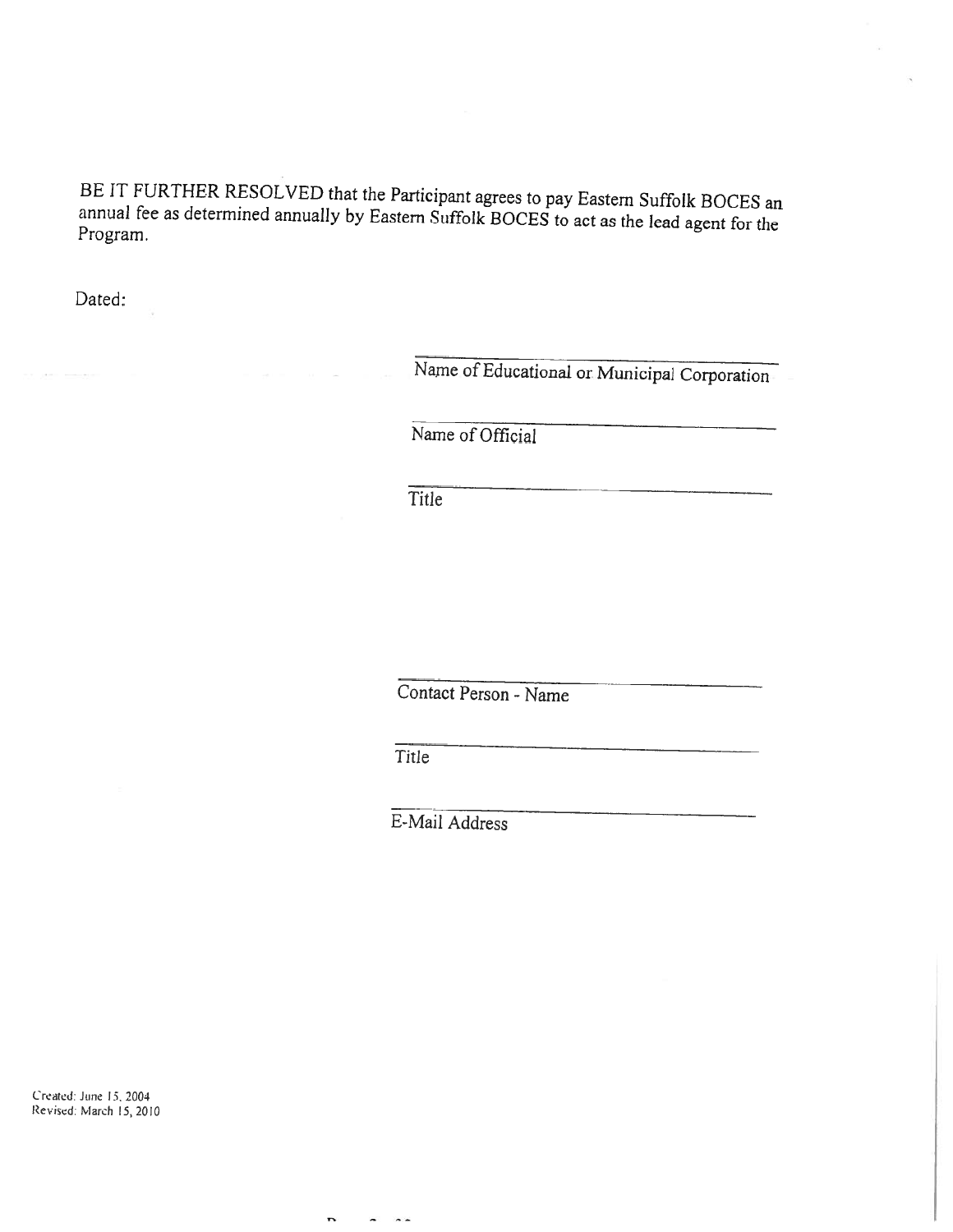BE IT FURTHER RESOLVED that the Participant agrees to pay Eastern Suffolk BOCES an annual fee as determined annually by Eastern Suffolk BOCES to act as the lead agent for the Program.

Dated:

\_\_\_\_\_\_\_\_\_\_\_\_\_\_\_\_\_\_\_\_\_\_\_\_\_\_\_\_\_\_\_\_\_\_\_\_\_\_
Name of Educational or Municipal Corporation

\_\_\_\_\_\_\_\_\_\_\_\_\_\_\_\_\_\_\_\_\_\_\_\_\_\_\_\_\_\_\_\_\_\_\_\_\_\_
Name of Official

\_\_\_\_\_\_\_\_\_\_\_\_\_\_\_\_\_\_\_\_\_\_\_\_\_\_\_\_\_\_\_\_\_\_\_\_\_\_
Title

\_\_\_\_\_\_\_\_\_\_\_\_\_\_\_\_\_\_\_\_\_\_\_\_\_\_\_\_\_\_\_\_\_\_\_\_\_\_
Contact Person - Name

\_\_\_\_\_\_\_\_\_\_\_\_\_\_\_\_\_\_\_\_\_\_\_\_\_\_\_\_\_\_\_\_\_\_\_\_\_\_
Title

\_\_\_\_\_\_\_\_\_\_\_\_\_\_\_\_\_\_\_\_\_\_\_\_\_\_\_\_\_\_\_\_\_\_\_\_\_\_
E-Mail Address

Created: June 15, 2004
Revised: March 15, 2010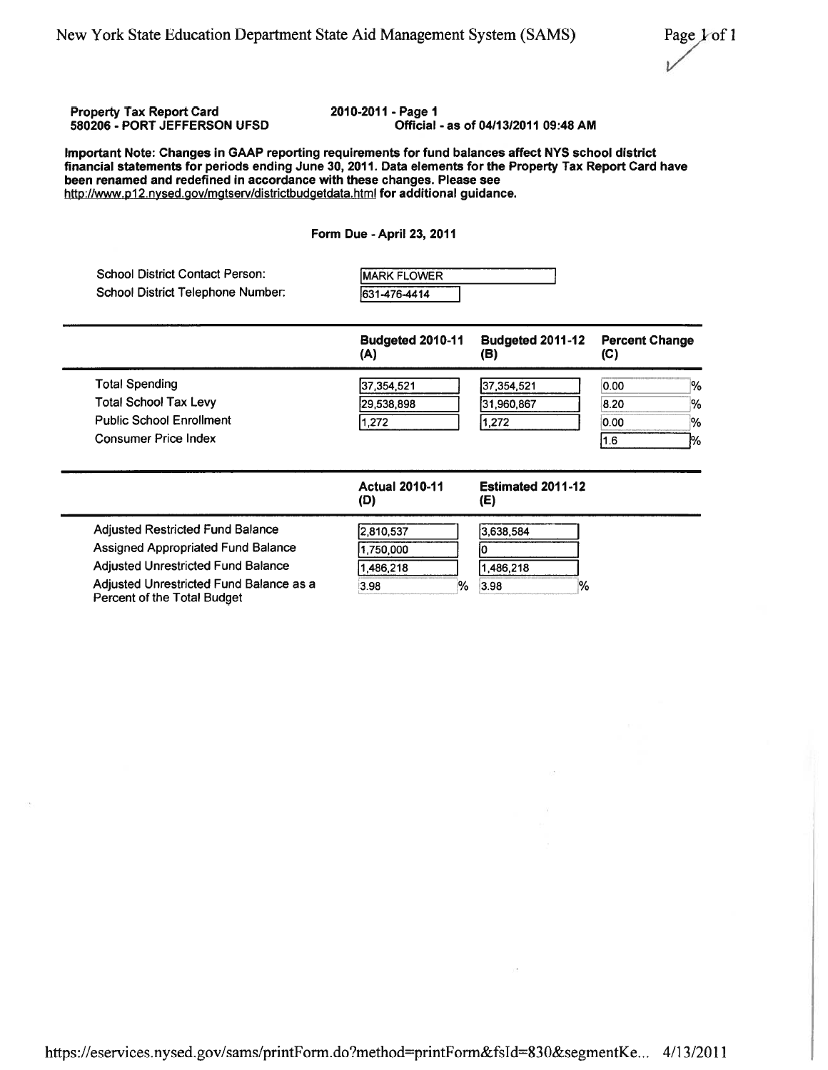**Property Tax Report Card**
**580206 - PORT JEFFERSON UFSD**

**2010-2011 - Page 1**
**Official - as of 04/13/2011 09:48 AM**

**Important Note: Changes in GAAP reporting requirements for fund balances affect NYS school district financial statements for periods ending June 30, 2011. Data elements for the Property Tax Report Card have been renamed and redefined in accordance with these changes. Please see http://www.p12.nysed.gov/mgtserv/districtbudgetdata.html for additional guidance.**

**Form Due - April 23, 2011**

School District Contact Person: MARK FLOWER
School District Telephone Number: 631-476-4414

| | Budgeted 2010-11 (A) | Budgeted 2011-12 (B) | Percent Change (C) |
|---|---|---|---|
| Total Spending | 37,354,521 | 37,354,521 | 0.00 % |
| Total School Tax Levy | 29,538,898 | 31,960,867 | 8.20 % |
| Public School Enrollment | 1,272 | 1,272 | 0.00 % |
| Consumer Price Index | | | 1.6 % |

| | Actual 2010-11 (D) | Estimated 2011-12 (E) |
|---|---|---|
| Adjusted Restricted Fund Balance | 2,810,537 | 3,638,584 |
| Assigned Appropriated Fund Balance | 1,750,000 | 0 |
| Adjusted Unrestricted Fund Balance | 1,486,218 | 1,486,218 |
| Adjusted Unrestricted Fund Balance as a Percent of the Total Budget | 3.98 % | 3.98 % |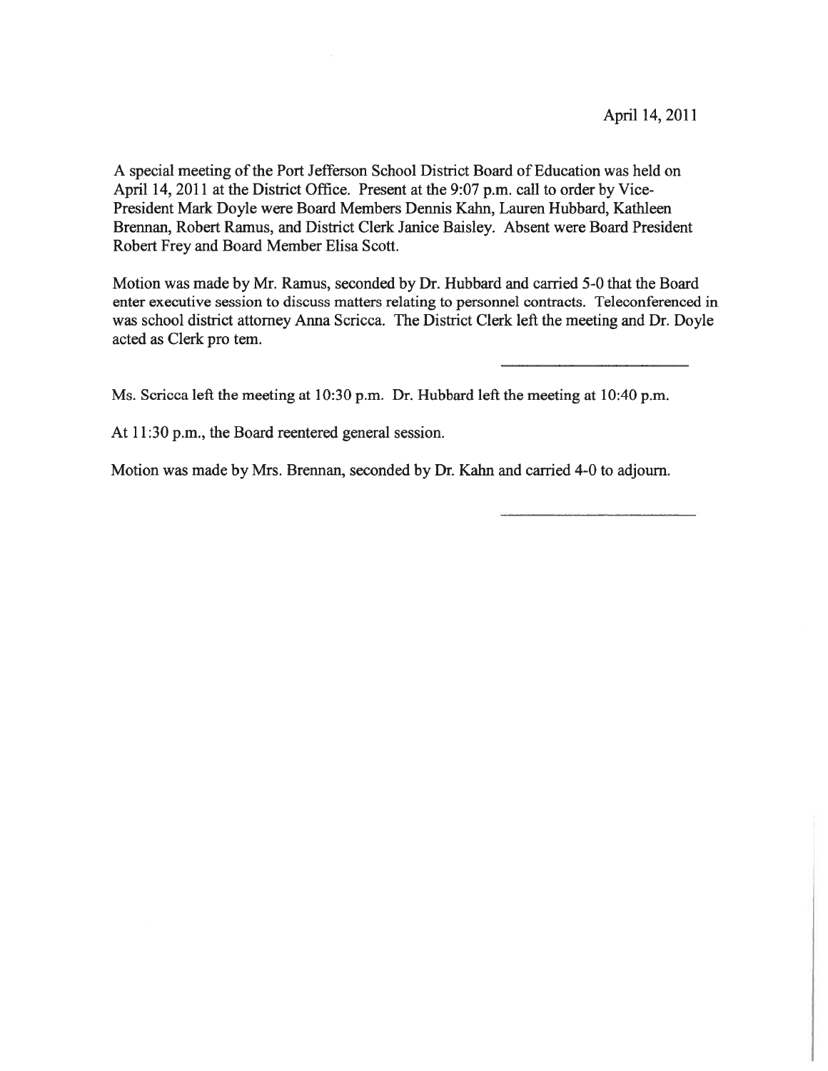April 14, 2011

A special meeting of the Port Jefferson School District Board of Education was held on April 14, 2011 at the District Office. Present at the 9:07 p.m. call to order by Vice-President Mark Doyle were Board Members Dennis Kahn, Lauren Hubbard, Kathleen Brennan, Robert Ramus, and District Clerk Janice Baisley. Absent were Board President Robert Frey and Board Member Elisa Scott.

Motion was made by Mr. Ramus, seconded by Dr. Hubbard and carried 5-0 that the Board enter executive session to discuss matters relating to personnel contracts. Teleconferenced in was school district attorney Anna Scricca. The District Clerk left the meeting and Dr. Doyle acted as Clerk pro tem.

Ms. Scricca left the meeting at 10:30 p.m. Dr. Hubbard left the meeting at 10:40 p.m.

At 11:30 p.m., the Board reentered general session.

Motion was made by Mrs. Brennan, seconded by Dr. Kahn and carried 4-0 to adjourn.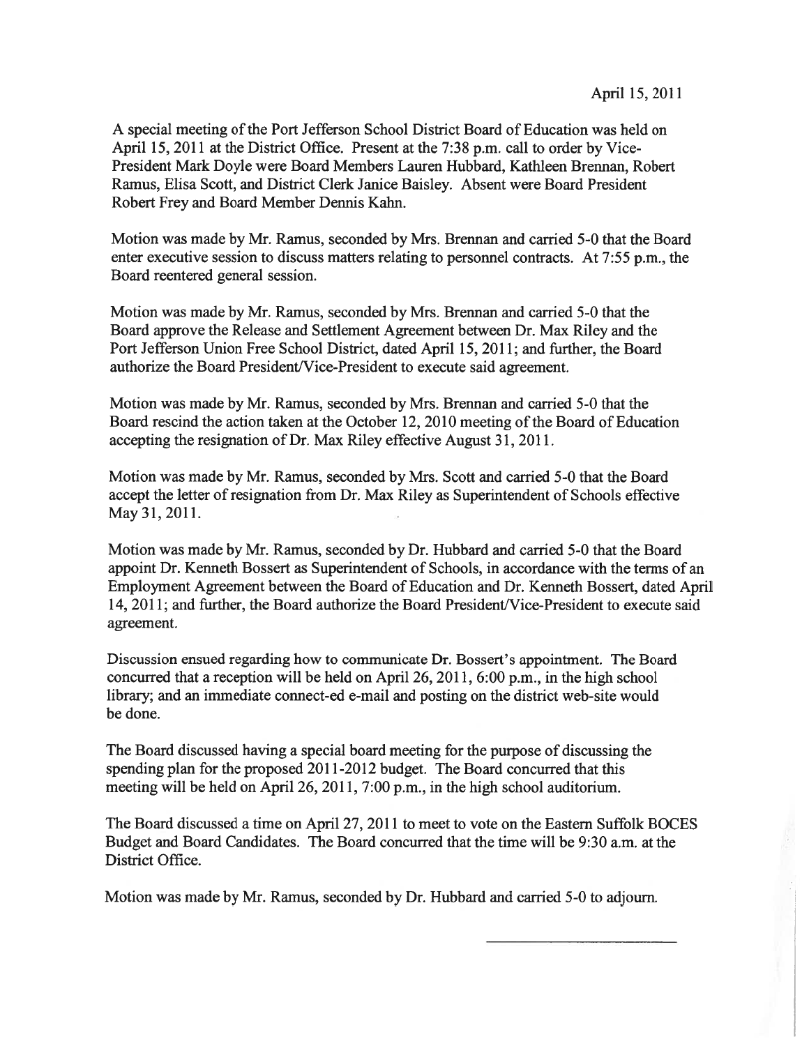April 15, 2011

A special meeting of the Port Jefferson School District Board of Education was held on April 15, 2011 at the District Office. Present at the 7:38 p.m. call to order by Vice-President Mark Doyle were Board Members Lauren Hubbard, Kathleen Brennan, Robert Ramus, Elisa Scott, and District Clerk Janice Baisley. Absent were Board President Robert Frey and Board Member Dennis Kahn.

Motion was made by Mr. Ramus, seconded by Mrs. Brennan and carried 5-0 that the Board enter executive session to discuss matters relating to personnel contracts. At 7:55 p.m., the Board reentered general session.

Motion was made by Mr. Ramus, seconded by Mrs. Brennan and carried 5-0 that the Board approve the Release and Settlement Agreement between Dr. Max Riley and the Port Jefferson Union Free School District, dated April 15, 2011; and further, the Board authorize the Board President/Vice-President to execute said agreement.

Motion was made by Mr. Ramus, seconded by Mrs. Brennan and carried 5-0 that the Board rescind the action taken at the October 12, 2010 meeting of the Board of Education accepting the resignation of Dr. Max Riley effective August 31, 2011.

Motion was made by Mr. Ramus, seconded by Mrs. Scott and carried 5-0 that the Board accept the letter of resignation from Dr. Max Riley as Superintendent of Schools effective May 31, 2011.

Motion was made by Mr. Ramus, seconded by Dr. Hubbard and carried 5-0 that the Board appoint Dr. Kenneth Bossert as Superintendent of Schools, in accordance with the terms of an Employment Agreement between the Board of Education and Dr. Kenneth Bossert, dated April 14, 2011; and further, the Board authorize the Board President/Vice-President to execute said agreement.

Discussion ensued regarding how to communicate Dr. Bossert's appointment. The Board concurred that a reception will be held on April 26, 2011, 6:00 p.m., in the high school library; and an immediate connect-ed e-mail and posting on the district web-site would be done.

The Board discussed having a special board meeting for the purpose of discussing the spending plan for the proposed 2011-2012 budget. The Board concurred that this meeting will be held on April 26, 2011, 7:00 p.m., in the high school auditorium.

The Board discussed a time on April 27, 2011 to meet to vote on the Eastern Suffolk BOCES Budget and Board Candidates. The Board concurred that the time will be 9:30 a.m. at the District Office.

Motion was made by Mr. Ramus, seconded by Dr. Hubbard and carried 5-0 to adjourn.

\_\_\_\_\_\_\_\_\_\_\_\_\_\_\_\_\_\_\_\_\_\_\_\_\_\_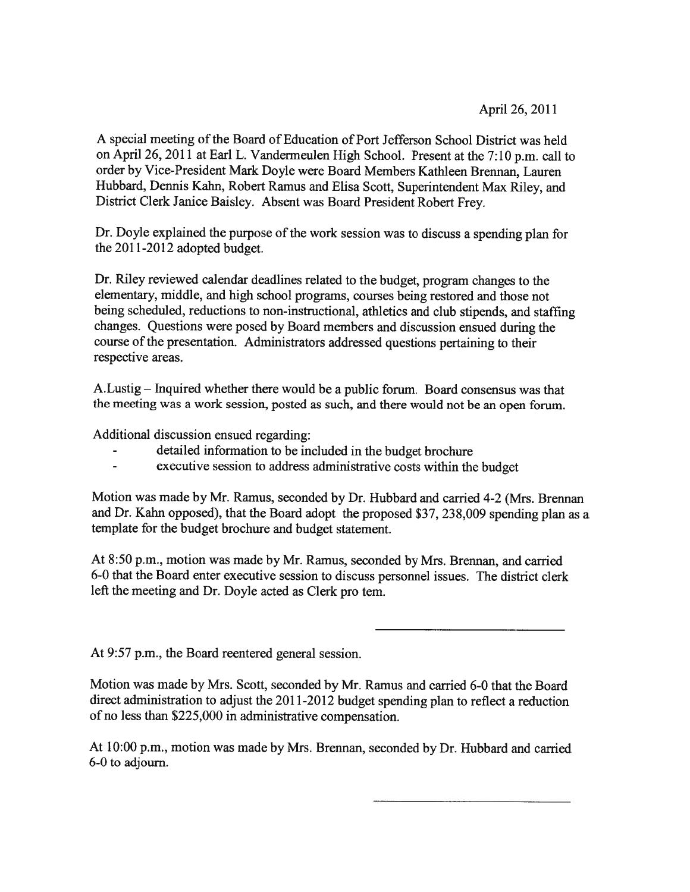April 26, 2011

A special meeting of the Board of Education of Port Jefferson School District was held on April 26, 2011 at Earl L. Vandermeulen High School. Present at the 7:10 p.m. call to order by Vice-President Mark Doyle were Board Members Kathleen Brennan, Lauren Hubbard, Dennis Kahn, Robert Ramus and Elisa Scott, Superintendent Max Riley, and District Clerk Janice Baisley. Absent was Board President Robert Frey.

Dr. Doyle explained the purpose of the work session was to discuss a spending plan for the 2011-2012 adopted budget.

Dr. Riley reviewed calendar deadlines related to the budget, program changes to the elementary, middle, and high school programs, courses being restored and those not being scheduled, reductions to non-instructional, athletics and club stipends, and staffing changes. Questions were posed by Board members and discussion ensued during the course of the presentation. Administrators addressed questions pertaining to their respective areas.

A.Lustig – Inquired whether there would be a public forum. Board consensus was that the meeting was a work session, posted as such, and there would not be an open forum.

Additional discussion ensued regarding:

- detailed information to be included in the budget brochure
- executive session to address administrative costs within the budget

Motion was made by Mr. Ramus, seconded by Dr. Hubbard and carried 4-2 (Mrs. Brennan and Dr. Kahn opposed), that the Board adopt the proposed $37, 238,009 spending plan as a template for the budget brochure and budget statement.

At 8:50 p.m., motion was made by Mr. Ramus, seconded by Mrs. Brennan, and carried 6-0 that the Board enter executive session to discuss personnel issues. The district clerk left the meeting and Dr. Doyle acted as Clerk pro tem.

---

At 9:57 p.m., the Board reentered general session.

Motion was made by Mrs. Scott, seconded by Mr. Ramus and carried 6-0 that the Board direct administration to adjust the 2011-2012 budget spending plan to reflect a reduction of no less than $225,000 in administrative compensation.

At 10:00 p.m., motion was made by Mrs. Brennan, seconded by Dr. Hubbard and carried 6-0 to adjourn.

---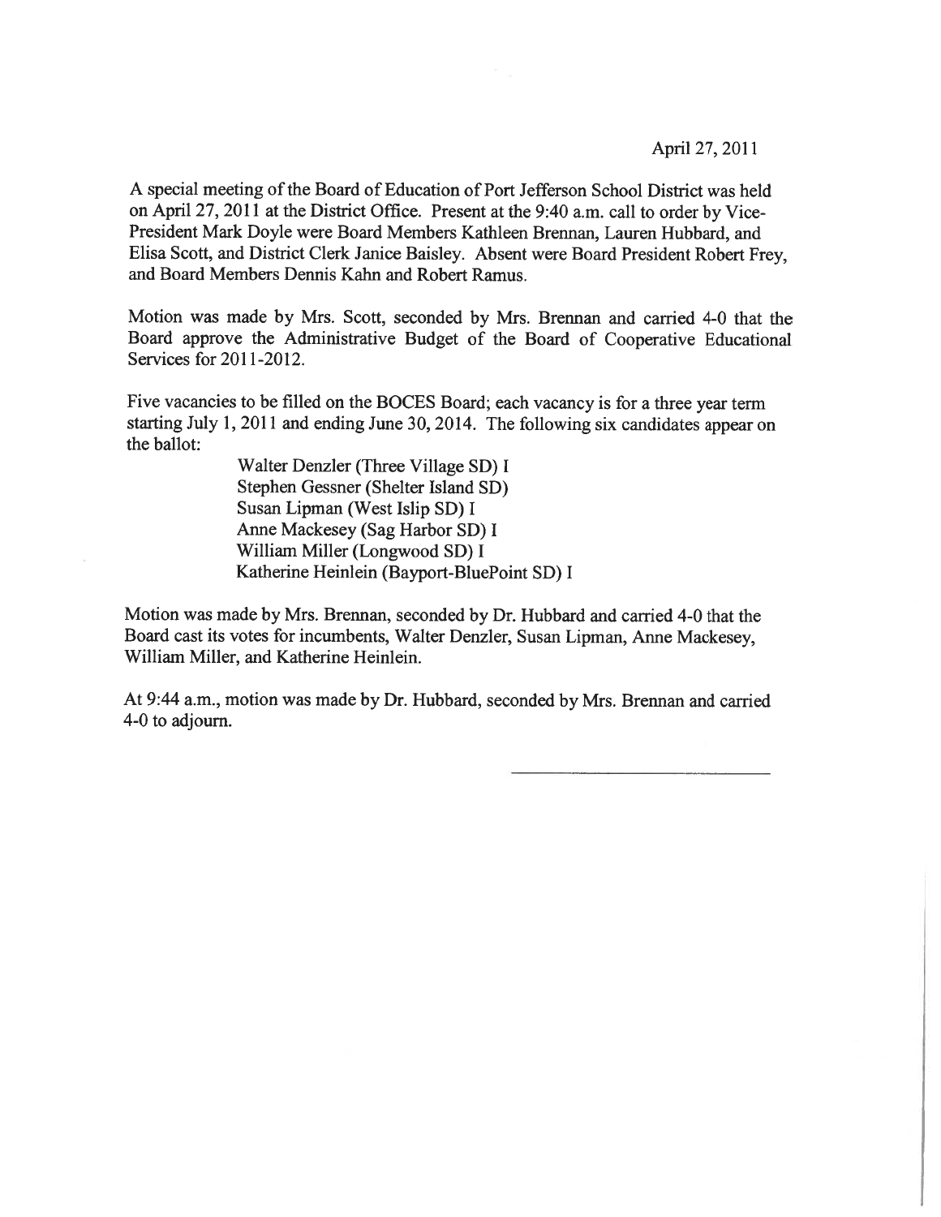April 27, 2011

A special meeting of the Board of Education of Port Jefferson School District was held on April 27, 2011 at the District Office. Present at the 9:40 a.m. call to order by Vice-President Mark Doyle were Board Members Kathleen Brennan, Lauren Hubbard, and Elisa Scott, and District Clerk Janice Baisley. Absent were Board President Robert Frey, and Board Members Dennis Kahn and Robert Ramus.

Motion was made by Mrs. Scott, seconded by Mrs. Brennan and carried 4-0 that the Board approve the Administrative Budget of the Board of Cooperative Educational Services for 2011-2012.

Five vacancies to be filled on the BOCES Board; each vacancy is for a three year term starting July 1, 2011 and ending June 30, 2014. The following six candidates appear on the ballot:

Walter Denzler (Three Village SD) I
Stephen Gessner (Shelter Island SD)
Susan Lipman (West Islip SD) I
Anne Mackesey (Sag Harbor SD) I
William Miller (Longwood SD) I
Katherine Heinlein (Bayport-BluePoint SD) I

Motion was made by Mrs. Brennan, seconded by Dr. Hubbard and carried 4-0 that the Board cast its votes for incumbents, Walter Denzler, Susan Lipman, Anne Mackesey, William Miller, and Katherine Heinlein.

At 9:44 a.m., motion was made by Dr. Hubbard, seconded by Mrs. Brennan and carried 4-0 to adjourn.

______________________________